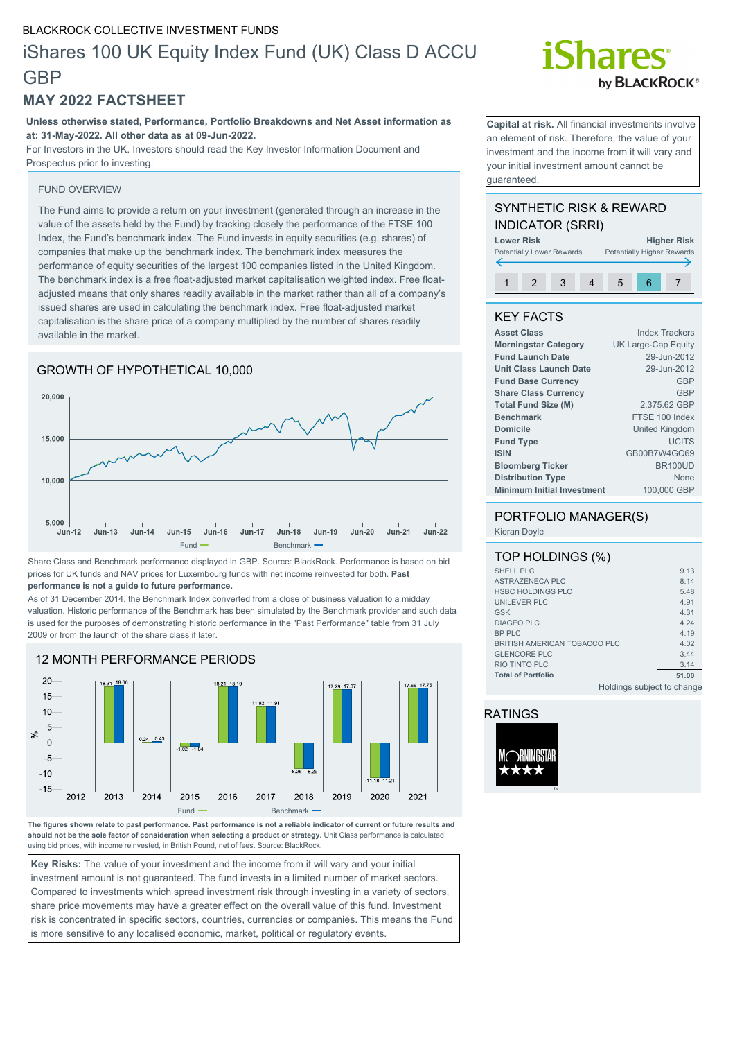BLACKROCK COLLECTIVE INVESTMENT FUNDS

# iShares 100 UK Equity Index Fund (UK) Class D ACCU GBP

## MAY 2022 FACTSHEET

**Unless otherwise stated, Performance, Portfolio Breakdowns and Net Asset information as at: 31-May-2022. All other data as at 09-Jun-2022.**

For Investors in the UK. Investors should read the Key Investor Information Document and Prospectus prior to investing.

**Capital at risk.** All financial investments involve an element of risk. Therefore, the value of your investment and the income from it will vary and your initial investment amount cannot be guaranteed.

### FUND OVERVIEW

The Fund aims to provide a return on your investment (generated through an increase in the value of the assets held by the Fund) by tracking closely the performance of the FTSE 100 Index, the Fund's benchmark index. The Fund invests in equity securities (e.g. shares) of companies that make up the benchmark index. The benchmark index measures the performance of equity securities of the largest 100 companies listed in the United Kingdom. The benchmark index is a free float-adjusted market capitalisation weighted index. Free float-adjusted means that only shares readily available in the market rather than all of a company's issued shares are used in calculating the benchmark index. Free float-adjusted market capitalisation is the share price of a company multiplied by the number of shares readily available in the market.

### GROWTH OF HYPOTHETICAL 10,000

Share Class and Benchmark performance displayed in GBP. Source: BlackRock. Performance is based on bid prices for UK funds and NAV prices for Luxembourg funds with net income reinvested for both. **Past performance is not a guide to future performance.**

As of 31 December 2014, the Benchmark Index converted from a close of business valuation to a midday valuation. Historic performance of the Benchmark has been simulated by the Benchmark provider and such data is used for the purposes of demonstrating historic performance in the "Past Performance" table from 31 July 2009 or from the launch of the share class if later.

### 12 MONTH PERFORMANCE PERIODS

| | 2012 | 2013 | 2014 | 2015 | 2016 | 2017 | 2018 | 2019 | 2020 | 2021 |
|---|---|---|---|---|---|---|---|---|---|---|
| Fund (%) | | 18.31 | 0.24 | -1.02 | 18.21 | 11.92 | -8.26 | 17.29 | -11.18 | 17.66 |
| Benchmark (%) | | 18.66 | 0.43 | -1.04 | 18.19 | 11.91 | -8.29 | 17.37 | -11.21 | 17.75 |

**The figures shown relate to past performance. Past performance is not a reliable indicator of current or future results and should not be the sole factor of consideration when selecting a product or strategy.** Unit Class performance is calculated using bid prices, with income reinvested, in British Pound, net of fees. Source: BlackRock.

**Key Risks:** The value of your investment and the income from it will vary and your initial investment amount is not guaranteed. The fund invests in a limited number of market sectors. Compared to investments which spread investment risk through investing in a variety of sectors, share price movements may have a greater effect on the overall value of this fund. Investment risk is concentrated in specific sectors, countries, currencies or companies. This means the Fund is more sensitive to any localised economic, market, political or regulatory events.

### SYNTHETIC RISK & REWARD INDICATOR (SRRI)

**Lower Risk** – Potentially Lower Rewards | **Higher Risk** – Potentially Higher Rewards

1 | 2 | 3 | 4 | 5 | **6** | 7

### KEY FACTS

| | |
|---|---|
| **Asset Class** | Index Trackers |
| **Morningstar Category** | UK Large-Cap Equity |
| **Fund Launch Date** | 29-Jun-2012 |
| **Unit Class Launch Date** | 29-Jun-2012 |
| **Fund Base Currency** | GBP |
| **Share Class Currency** | GBP |
| **Total Fund Size (M)** | 2,375.62 GBP |
| **Benchmark** | FTSE 100 Index |
| **Domicile** | United Kingdom |
| **Fund Type** | UCITS |
| **ISIN** | GB00B7W4GQ69 |
| **Bloomberg Ticker** | BR100UD |
| **Distribution Type** | None |
| **Minimum Initial Investment** | 100,000 GBP |

### PORTFOLIO MANAGER(S)

Kieran Doyle

### TOP HOLDINGS (%)

| | |
|---|---|
| SHELL PLC | 9.13 |
| ASTRAZENECA PLC | 8.14 |
| HSBC HOLDINGS PLC | 5.48 |
| UNILEVER PLC | 4.91 |
| GSK | 4.31 |
| DIAGEO PLC | 4.24 |
| BP PLC | 4.19 |
| BRITISH AMERICAN TOBACCO PLC | 4.02 |
| GLENCORE PLC | 3.44 |
| RIO TINTO PLC | 3.14 |
| **Total of Portfolio** | **51.00** |

Holdings subject to change

### RATINGS

MORNINGSTAR ★★★★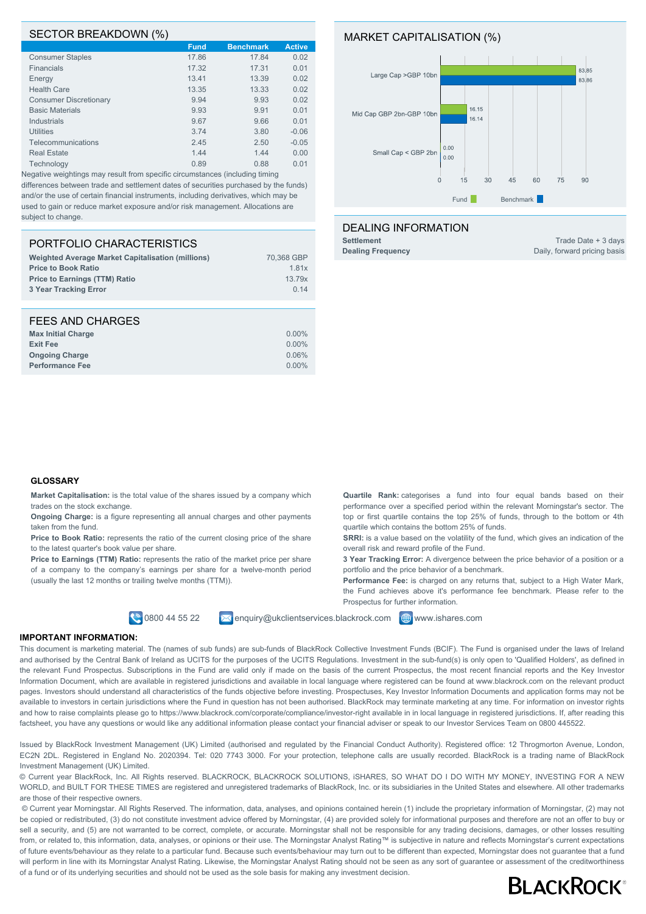## SECTOR BREAKDOWN (%)

| | Fund | Benchmark | Active |
|---|---|---|---|
| Consumer Staples | 17.86 | 17.84 | 0.02 |
| Financials | 17.32 | 17.31 | 0.01 |
| Energy | 13.41 | 13.39 | 0.02 |
| Health Care | 13.35 | 13.33 | 0.02 |
| Consumer Discretionary | 9.94 | 9.93 | 0.02 |
| Basic Materials | 9.93 | 9.91 | 0.01 |
| Industrials | 9.67 | 9.66 | 0.01 |
| Utilities | 3.74 | 3.80 | -0.06 |
| Telecommunications | 2.45 | 2.50 | -0.05 |
| Real Estate | 1.44 | 1.44 | 0.00 |
| Technology | 0.89 | 0.88 | 0.01 |

Negative weightings may result from specific circumstances (including timing differences between trade and settlement dates of securities purchased by the funds) and/or the use of certain financial instruments, including derivatives, which may be used to gain or reduce market exposure and/or risk management. Allocations are subject to change.

## MARKET CAPITALISATION (%)

| | Fund | Benchmark |
|---|---|---|
| Large Cap >GBP 10bn | 83.85 | 83.86 |
| Mid Cap GBP 2bn-GBP 10bn | 16.15 | 16.14 |
| Small Cap < GBP 2bn | 0.00 | 0.00 |

## PORTFOLIO CHARACTERISTICS

| | |
|---|---|
| **Weighted Average Market Capitalisation (millions)** | 70,368 GBP |
| **Price to Book Ratio** | 1.81x |
| **Price to Earnings (TTM) Ratio** | 13.79x |
| **3 Year Tracking Error** | 0.14 |

## DEALING INFORMATION

| | |
|---|---|
| **Settlement** | Trade Date + 3 days |
| **Dealing Frequency** | Daily, forward pricing basis |

## FEES AND CHARGES

| | |
|---|---|
| **Max Initial Charge** | 0.00% |
| **Exit Fee** | 0.00% |
| **Ongoing Charge** | 0.06% |
| **Performance Fee** | 0.00% |

### GLOSSARY

**Market Capitalisation:** is the total value of the shares issued by a company which trades on the stock exchange.

**Ongoing Charge:** is a figure representing all annual charges and other payments taken from the fund.

**Price to Book Ratio:** represents the ratio of the current closing price of the share to the latest quarter's book value per share.

**Price to Earnings (TTM) Ratio:** represents the ratio of the market price per share of a company to the company's earnings per share for a twelve-month period (usually the last 12 months or trailing twelve months (TTM)).

**Quartile Rank:** categorises a fund into four equal bands based on their performance over a specified period within the relevant Morningstar's sector. The top or first quartile contains the top 25% of funds, through to the bottom or 4th quartile which contains the bottom 25% of funds.

**SRRI:** is a value based on the volatility of the fund, which gives an indication of the overall risk and reward profile of the Fund.

**3 Year Tracking Error:** A divergence between the price behavior of a position or a portfolio and the price behavior of a benchmark.

**Performance Fee:** is charged on any returns that, subject to a High Water Mark, the Fund achieves above it's performance fee benchmark. Please refer to the Prospectus for further information.

0800 44 55 22 | enquiry@ukclientservices.blackrock.com | www.ishares.com

### IMPORTANT INFORMATION:

This document is marketing material. The (names of sub funds) are sub-funds of BlackRock Collective Investment Funds (BCIF). The Fund is organised under the laws of Ireland and authorised by the Central Bank of Ireland as UCITS for the purposes of the UCITS Regulations. Investment in the sub-fund(s) is only open to 'Qualified Holders', as defined in the relevant Fund Prospectus. Subscriptions in the Fund are valid only if made on the basis of the current Prospectus, the most recent financial reports and the Key Investor Information Document, which are available in registered jurisdictions and available in local language where registered can be found at www.blackrock.com on the relevant product pages. Investors should understand all characteristics of the funds objective before investing. Prospectuses, Key Investor Information Documents and application forms may not be available to investors in certain jurisdictions where the Fund in question has not been authorised. BlackRock may terminate marketing at any time. For information on investor rights and how to raise complaints please go to https://www.blackrock.com/corporate/compliance/investor-right available in in local language in registered jurisdictions. If, after reading this factsheet, you have any questions or would like any additional information please contact your financial adviser or speak to our Investor Services Team on 0800 445522.

Issued by BlackRock Investment Management (UK) Limited (authorised and regulated by the Financial Conduct Authority). Registered office: 12 Throgmorton Avenue, London, EC2N 2DL. Registered in England No. 2020394. Tel: 020 7743 3000. For your protection, telephone calls are usually recorded. BlackRock is a trading name of BlackRock Investment Management (UK) Limited.

© Current year BlackRock, Inc. All Rights reserved. BLACKROCK, BLACKROCK SOLUTIONS, iSHARES, SO WHAT DO I DO WITH MY MONEY, INVESTING FOR A NEW WORLD, and BUILT FOR THESE TIMES are registered and unregistered trademarks of BlackRock, Inc. or its subsidiaries in the United States and elsewhere. All other trademarks are those of their respective owners.

© Current year Morningstar. All Rights Reserved. The information, data, analyses, and opinions contained herein (1) include the proprietary information of Morningstar, (2) may not be copied or redistributed, (3) do not constitute investment advice offered by Morningstar, (4) are provided solely for informational purposes and therefore are not an offer to buy or sell a security, and (5) are not warranted to be correct, complete, or accurate. Morningstar shall not be responsible for any trading decisions, damages, or other losses resulting from, or related to, this information, data, analyses, or opinions or their use. The Morningstar Analyst Rating™ is subjective in nature and reflects Morningstar's current expectations of future events/behaviour as they relate to a particular fund. Because such events/behaviour may turn out to be different than expected, Morningstar does not guarantee that a fund will perform in line with its Morningstar Analyst Rating. Likewise, the Morningstar Analyst Rating should not be seen as any sort of guarantee or assessment of the creditworthiness of a fund or of its underlying securities and should not be used as the sole basis for making any investment decision.

BLACKROCK®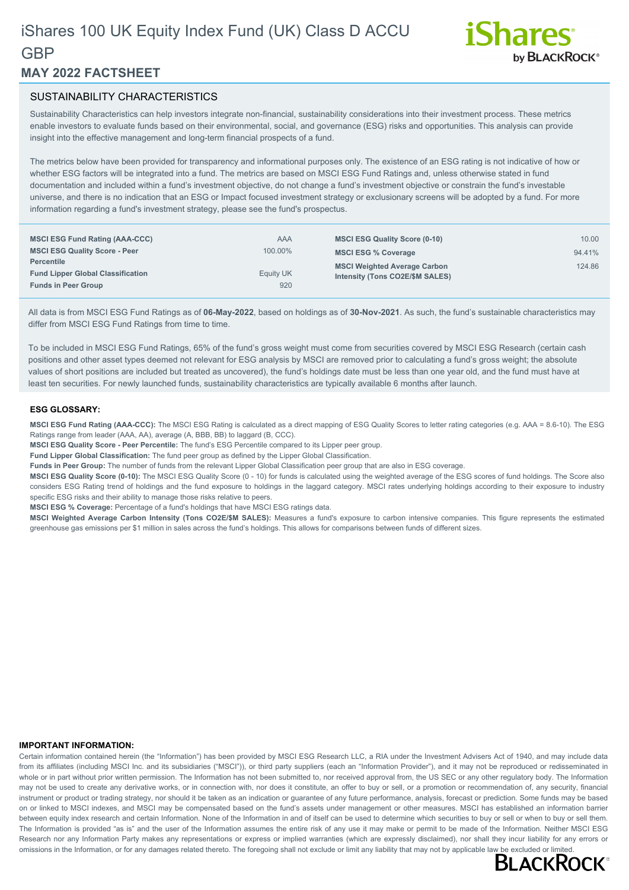# iShares 100 UK Equity Index Fund (UK) Class D ACCU GBP

## MAY 2022 FACTSHEET

### SUSTAINABILITY CHARACTERISTICS

Sustainability Characteristics can help investors integrate non-financial, sustainability considerations into their investment process. These metrics enable investors to evaluate funds based on their environmental, social, and governance (ESG) risks and opportunities. This analysis can provide insight into the effective management and long-term financial prospects of a fund.

The metrics below have been provided for transparency and informational purposes only. The existence of an ESG rating is not indicative of how or whether ESG factors will be integrated into a fund. The metrics are based on MSCI ESG Fund Ratings and, unless otherwise stated in fund documentation and included within a fund's investment objective, do not change a fund's investment objective or constrain the fund's investable universe, and there is no indication that an ESG or Impact focused investment strategy or exclusionary screens will be adopted by a fund. For more information regarding a fund's investment strategy, please see the fund's prospectus.

| | | | |
|---|---|---|---|
| **MSCI ESG Fund Rating (AAA-CCC)** | AAA | **MSCI ESG Quality Score (0-10)** | 10.00 |
| **MSCI ESG Quality Score - Peer Percentile** | 100.00% | **MSCI ESG % Coverage** | 94.41% |
| **Fund Lipper Global Classification** | Equity UK | **MSCI Weighted Average Carbon Intensity (Tons CO2E/$M SALES)** | 124.86 |
| **Funds in Peer Group** | 920 | | |

All data is from MSCI ESG Fund Ratings as of **06-May-2022**, based on holdings as of **30-Nov-2021**. As such, the fund's sustainable characteristics may differ from MSCI ESG Fund Ratings from time to time.

To be included in MSCI ESG Fund Ratings, 65% of the fund's gross weight must come from securities covered by MSCI ESG Research (certain cash positions and other asset types deemed not relevant for ESG analysis by MSCI are removed prior to calculating a fund's gross weight; the absolute values of short positions are included but treated as uncovered), the fund's holdings date must be less than one year old, and the fund must have at least ten securities. For newly launched funds, sustainability characteristics are typically available 6 months after launch.

**ESG GLOSSARY:**

**MSCI ESG Fund Rating (AAA-CCC):** The MSCI ESG Rating is calculated as a direct mapping of ESG Quality Scores to letter rating categories (e.g. AAA = 8.6-10). The ESG Ratings range from leader (AAA, AA), average (A, BBB, BB) to laggard (B, CCC).

**MSCI ESG Quality Score - Peer Percentile:** The fund's ESG Percentile compared to its Lipper peer group.

**Fund Lipper Global Classification:** The fund peer group as defined by the Lipper Global Classification.

**Funds in Peer Group:** The number of funds from the relevant Lipper Global Classification peer group that are also in ESG coverage.

**MSCI ESG Quality Score (0-10):** The MSCI ESG Quality Score (0 - 10) for funds is calculated using the weighted average of the ESG scores of fund holdings. The Score also considers ESG Rating trend of holdings and the fund exposure to holdings in the laggard category. MSCI rates underlying holdings according to their exposure to industry specific ESG risks and their ability to manage those risks relative to peers.

**MSCI ESG % Coverage:** Percentage of a fund's holdings that have MSCI ESG ratings data.

**MSCI Weighted Average Carbon Intensity (Tons CO2E/$M SALES):** Measures a fund's exposure to carbon intensive companies. This figure represents the estimated greenhouse gas emissions per $1 million in sales across the fund's holdings. This allows for comparisons between funds of different sizes.

**IMPORTANT INFORMATION:**

Certain information contained herein (the "Information") has been provided by MSCI ESG Research LLC, a RIA under the Investment Advisers Act of 1940, and may include data from its affiliates (including MSCI Inc. and its subsidiaries ("MSCI")), or third party suppliers (each an "Information Provider"), and it may not be reproduced or redisseminated in whole or in part without prior written permission. The Information has not been submitted to, nor received approval from, the US SEC or any other regulatory body. The Information may not be used to create any derivative works, or in connection with, nor does it constitute, an offer to buy or sell, or a promotion or recommendation of, any security, financial instrument or product or trading strategy, nor should it be taken as an indication or guarantee of any future performance, analysis, forecast or prediction. Some funds may be based on or linked to MSCI indexes, and MSCI may be compensated based on the fund's assets under management or other measures. MSCI has established an information barrier between equity index research and certain Information. None of the Information in and of itself can be used to determine which securities to buy or sell or when to buy or sell them. The Information is provided "as is" and the user of the Information assumes the entire risk of any use it may make or permit to be made of the Information. Neither MSCI ESG Research nor any Information Party makes any representations or express or implied warranties (which are expressly disclaimed), nor shall they incur liability for any errors or omissions in the Information, or for any damages related thereto. The foregoing shall not exclude or limit any liability that may not by applicable law be excluded or limited.